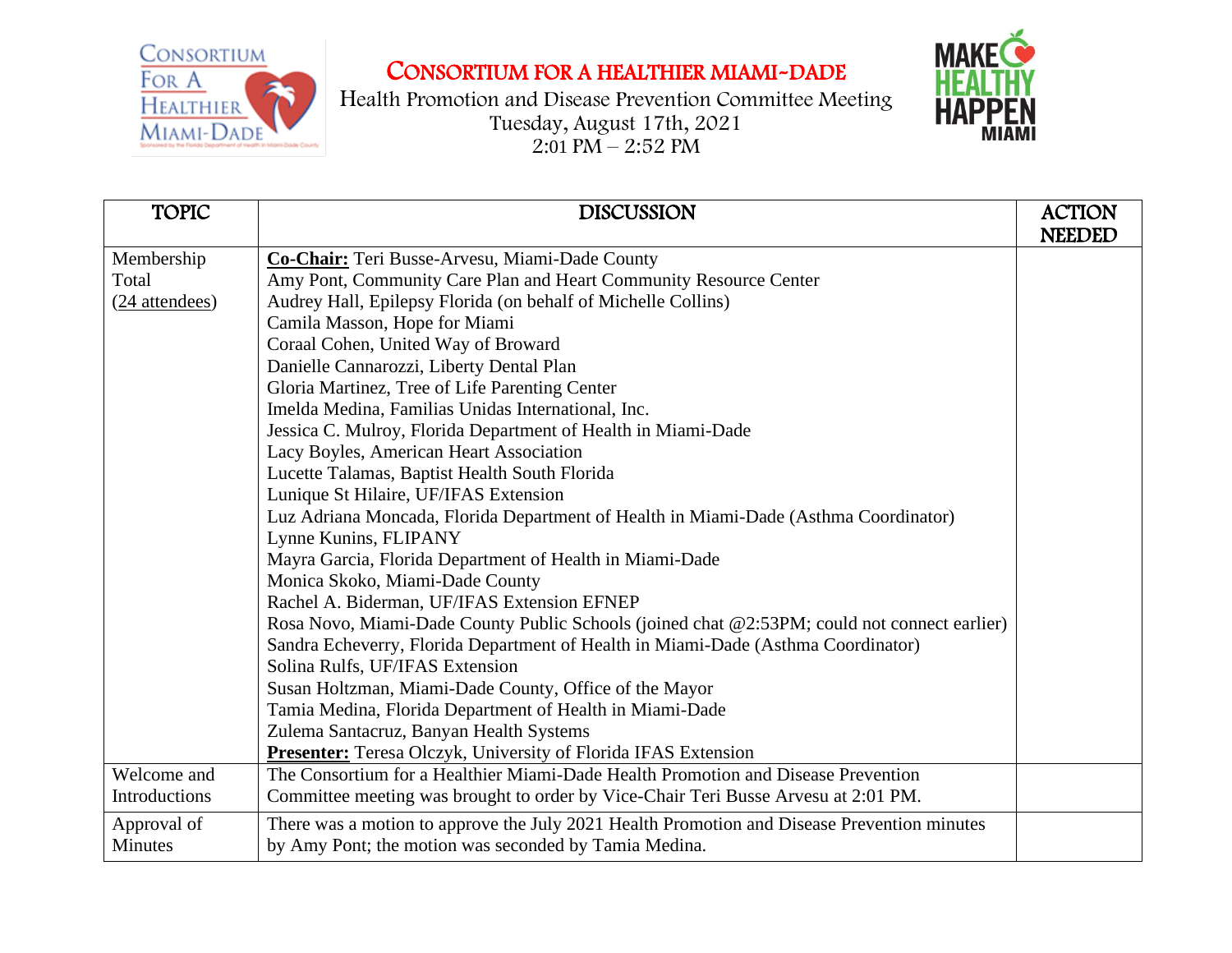# CONSORTIUM FOR A HEALTHIER MIAMI-DADE

Health Promotion and Disease Prevention Committee Meeting
Tuesday, August 17th, 2021
2:01 PM – 2:52 PM

| TOPIC | DISCUSSION | ACTION NEEDED |
|---|---|---|
| Membership Total (24 attendees) | **Co-Chair:** Teri Busse-Arvesu, Miami-Dade County<br>Amy Pont, Community Care Plan and Heart Community Resource Center<br>Audrey Hall, Epilepsy Florida (on behalf of Michelle Collins)<br>Camila Masson, Hope for Miami<br>Coraal Cohen, United Way of Broward<br>Danielle Cannarozzi, Liberty Dental Plan<br>Gloria Martinez, Tree of Life Parenting Center<br>Imelda Medina, Familias Unidas International, Inc.<br>Jessica C. Mulroy, Florida Department of Health in Miami-Dade<br>Lacy Boyles, American Heart Association<br>Lucette Talamas, Baptist Health South Florida<br>Lunique St Hilaire, UF/IFAS Extension<br>Luz Adriana Moncada, Florida Department of Health in Miami-Dade (Asthma Coordinator)<br>Lynne Kunins, FLIPANY<br>Mayra Garcia, Florida Department of Health in Miami-Dade<br>Monica Skoko, Miami-Dade County<br>Rachel A. Biderman, UF/IFAS Extension EFNEP<br>Rosa Novo, Miami-Dade County Public Schools (joined chat @2:53PM; could not connect earlier)<br>Sandra Echeverry, Florida Department of Health in Miami-Dade (Asthma Coordinator)<br>Solina Rulfs, UF/IFAS Extension<br>Susan Holtzman, Miami-Dade County, Office of the Mayor<br>Tamia Medina, Florida Department of Health in Miami-Dade<br>Zulema Santacruz, Banyan Health Systems<br>**Presenter:** Teresa Olczyk, University of Florida IFAS Extension | |
| Welcome and Introductions | The Consortium for a Healthier Miami-Dade Health Promotion and Disease Prevention Committee meeting was brought to order by Vice-Chair Teri Busse Arvesu at 2:01 PM. | |
| Approval of Minutes | There was a motion to approve the July 2021 Health Promotion and Disease Prevention minutes by Amy Pont; the motion was seconded by Tamia Medina. | |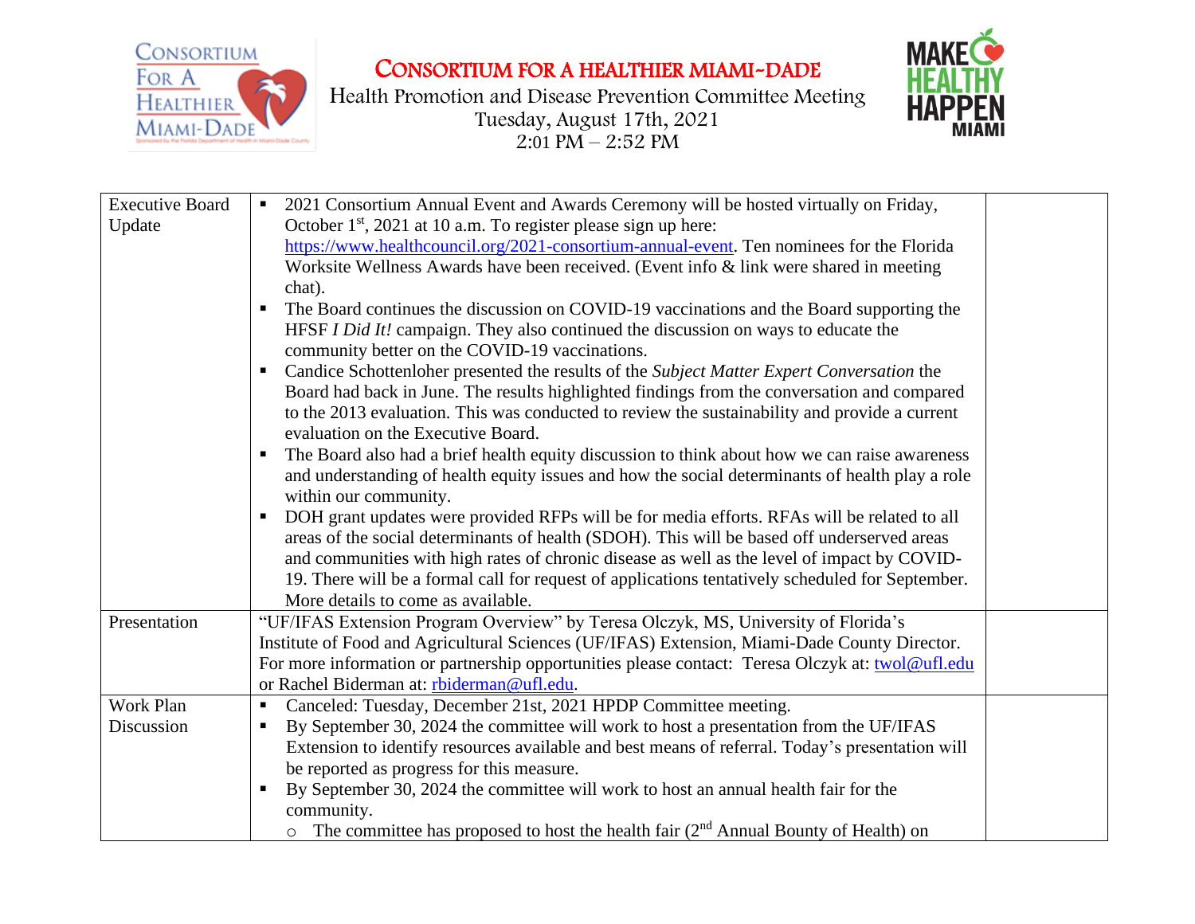# CONSORTIUM FOR A HEALTHIER MIAMI-DADE

Health Promotion and Disease Prevention Committee Meeting
Tuesday, August 17th, 2021
2:01 PM – 2:52 PM

| | | |
|---|---|---|
| Executive Board Update | ▪ 2021 Consortium Annual Event and Awards Ceremony will be hosted virtually on Friday, October 1st, 2021 at 10 a.m. To register please sign up here: https://www.healthcouncil.org/2021-consortium-annual-event. Ten nominees for the Florida Worksite Wellness Awards have been received. (Event info & link were shared in meeting chat).<br>▪ The Board continues the discussion on COVID-19 vaccinations and the Board supporting the HFSF *I Did It!* campaign. They also continued the discussion on ways to educate the community better on the COVID-19 vaccinations.<br>▪ Candice Schottenloher presented the results of the *Subject Matter Expert Conversation* the Board had back in June. The results highlighted findings from the conversation and compared to the 2013 evaluation. This was conducted to review the sustainability and provide a current evaluation on the Executive Board.<br>▪ The Board also had a brief health equity discussion to think about how we can raise awareness and understanding of health equity issues and how the social determinants of health play a role within our community.<br>▪ DOH grant updates were provided RFPs will be for media efforts. RFAs will be related to all areas of the social determinants of health (SDOH). This will be based off underserved areas and communities with high rates of chronic disease as well as the level of impact by COVID-19. There will be a formal call for request of applications tentatively scheduled for September. More details to come as available. | |
| Presentation | "UF/IFAS Extension Program Overview" by Teresa Olczyk, MS, University of Florida's Institute of Food and Agricultural Sciences (UF/IFAS) Extension, Miami-Dade County Director. For more information or partnership opportunities please contact: Teresa Olczyk at: twol@ufl.edu or Rachel Biderman at: rbiderman@ufl.edu. | |
| Work Plan Discussion | ▪ Canceled: Tuesday, December 21st, 2021 HPDP Committee meeting.<br>▪ By September 30, 2024 the committee will work to host a presentation from the UF/IFAS Extension to identify resources available and best means of referral. Today's presentation will be reported as progress for this measure.<br>▪ By September 30, 2024 the committee will work to host an annual health fair for the community.<br>&nbsp;&nbsp;&nbsp;&nbsp;○ The committee has proposed to host the health fair (2nd Annual Bounty of Health) on | |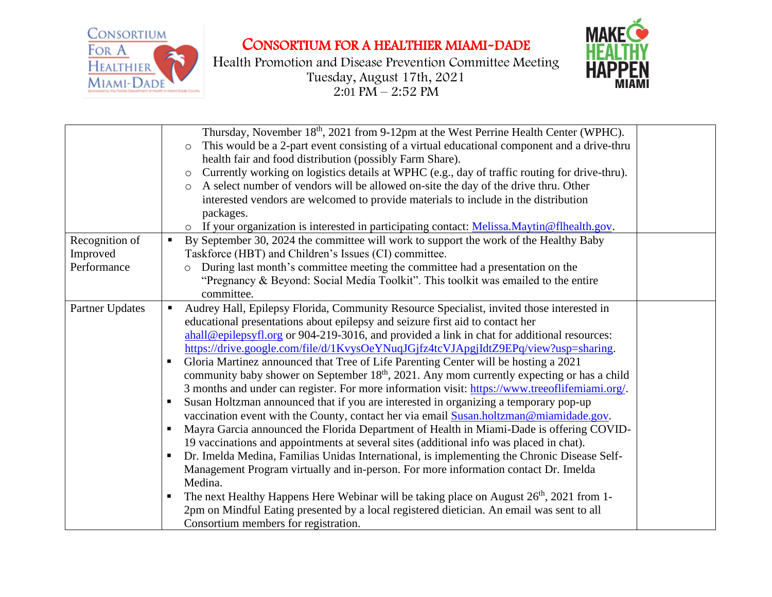# CONSORTIUM FOR A HEALTHIER MIAMI-DADE

Health Promotion and Disease Prevention Committee Meeting
Tuesday, August 17th, 2021
2:01 PM – 2:52 PM

| | | |
|---|---|---|
| | Thursday, November 18th, 2021 from 9-12pm at the West Perrine Health Center (WPHC).<br>○ This would be a 2-part event consisting of a virtual educational component and a drive-thru health fair and food distribution (possibly Farm Share).<br>○ Currently working on logistics details at WPHC (e.g., day of traffic routing for drive-thru).<br>○ A select number of vendors will be allowed on-site the day of the drive thru. Other interested vendors are welcomed to provide materials to include in the distribution packages.<br>○ If your organization is interested in participating contact: Melissa.Maytin@flhealth.gov. | |
| Recognition of Improved Performance | ▪ By September 30, 2024 the committee will work to support the work of the Healthy Baby Taskforce (HBT) and Children's Issues (CI) committee.<br>○ During last month's committee meeting the committee had a presentation on the "Pregnancy & Beyond: Social Media Toolkit". This toolkit was emailed to the entire committee. | |
| Partner Updates | ▪ Audrey Hall, Epilepsy Florida, Community Resource Specialist, invited those interested in educational presentations about epilepsy and seizure first aid to contact her ahall@epilepsyfl.org or 904-219-3016, and provided a link in chat for additional resources: https://drive.google.com/file/d/1KvysOeYNuqJGjfz4tcVJApgjIdtZ9EPq/view?usp=sharing.<br>▪ Gloria Martinez announced that Tree of Life Parenting Center will be hosting a 2021 community baby shower on September 18th, 2021. Any mom currently expecting or has a child 3 months and under can register. For more information visit: https://www.treeoflifemiami.org/.<br>▪ Susan Holtzman announced that if you are interested in organizing a temporary pop-up vaccination event with the County, contact her via email Susan.holtzman@miamidade.gov.<br>▪ Mayra Garcia announced the Florida Department of Health in Miami-Dade is offering COVID-19 vaccinations and appointments at several sites (additional info was placed in chat).<br>▪ Dr. Imelda Medina, Familias Unidas International, is implementing the Chronic Disease Self-Management Program virtually and in-person. For more information contact Dr. Imelda Medina.<br>▪ The next Healthy Happens Here Webinar will be taking place on August 26th, 2021 from 1-2pm on Mindful Eating presented by a local registered dietician. An email was sent to all Consortium members for registration. | |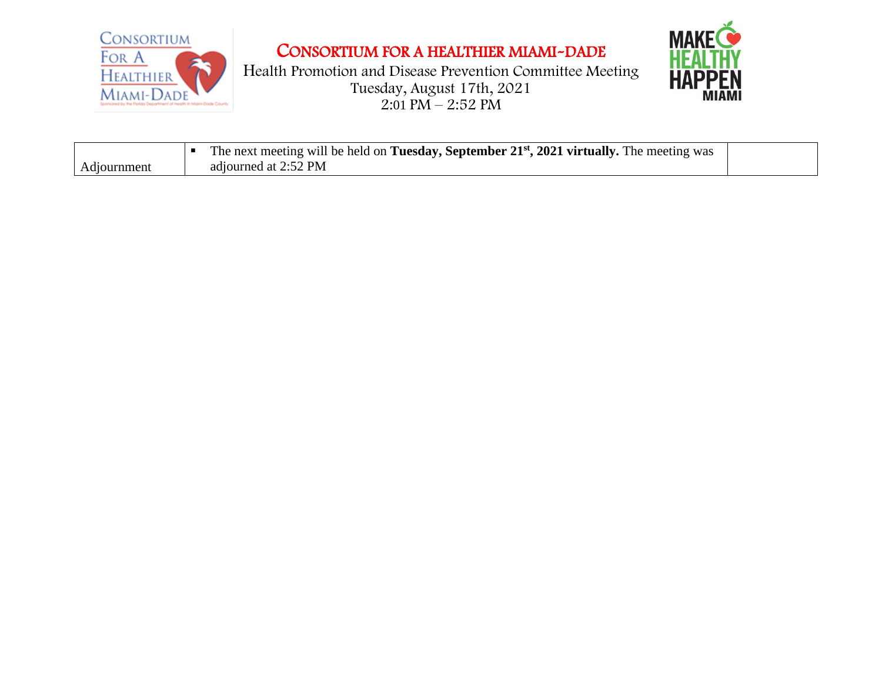| | | |
|---|---|---|
| Adjournment | ▪ The next meeting will be held on **Tuesday, September 21st, 2021 virtually.** The meeting was adjourned at 2:52 PM | |